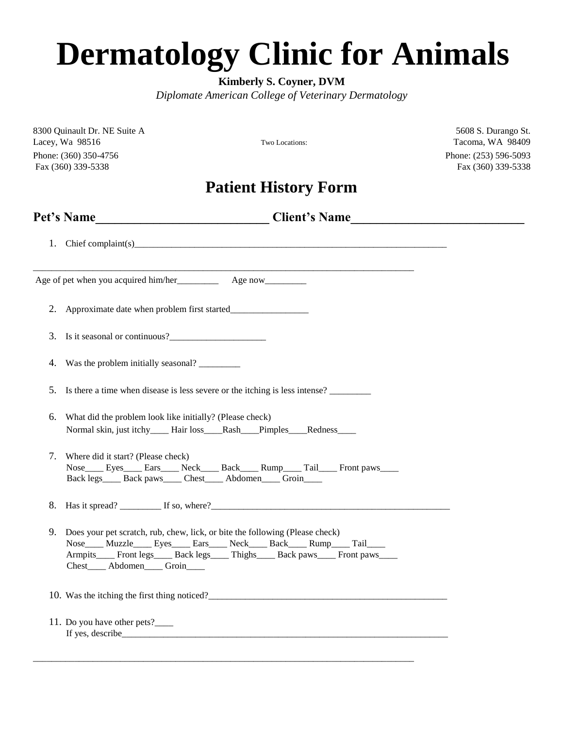# Dermatology Clinic for Animals

**Kimberly S. Coyner, DVM**

*Diplomate American College of Veterinary Dermatology*

Two Locations:

8300 Quinault Dr. NE Suite A
Lacey, Wa 98516
Phone: (360) 350-4756
Fax (360) 339-5338

5608 S. Durango St.
Tacoma, WA 98409
Phone: (253) 596-5093
Fax (360) 339-5338

## Patient History Form

**Pet's Name**___________________________ **Client's Name**___________________________

1. Chief complaint(s)______________________________________________________________________

_____________________________________________________________________________________

Age of pet when you acquired him/her_________ Age now_________

2. Approximate date when problem first started_________________

3. Is it seasonal or continuous?_____________________

4. Was the problem initially seasonal? _________

5. Is there a time when disease is less severe or the itching is less intense? _________

6. What did the problem look like initially? (Please check)
   Normal skin, just itchy____ Hair loss____Rash____Pimples____Redness____

7. Where did it start? (Please check)
   Nose____ Eyes____ Ears____ Neck____ Back____ Rump____ Tail____ Front paws____
   Back legs____ Back paws____ Chest____ Abdomen____ Groin____

8. Has it spread? _________ If so, where?_____________________________________________________

9. Does your pet scratch, rub, chew, lick, or bite the following (Please check)
   Nose____ Muzzle____ Eyes____ Ears____ Neck____ Back____ Rump____ Tail____
   Armpits____ Front legs____ Back legs____ Thighs____ Back paws____ Front paws____
   Chest____ Abdomen____ Groin____

10. Was the itching the first thing noticed?______________________________________________________

11. Do you have other pets?____
    If yes, describe__________________________________________________________________________

_____________________________________________________________________________________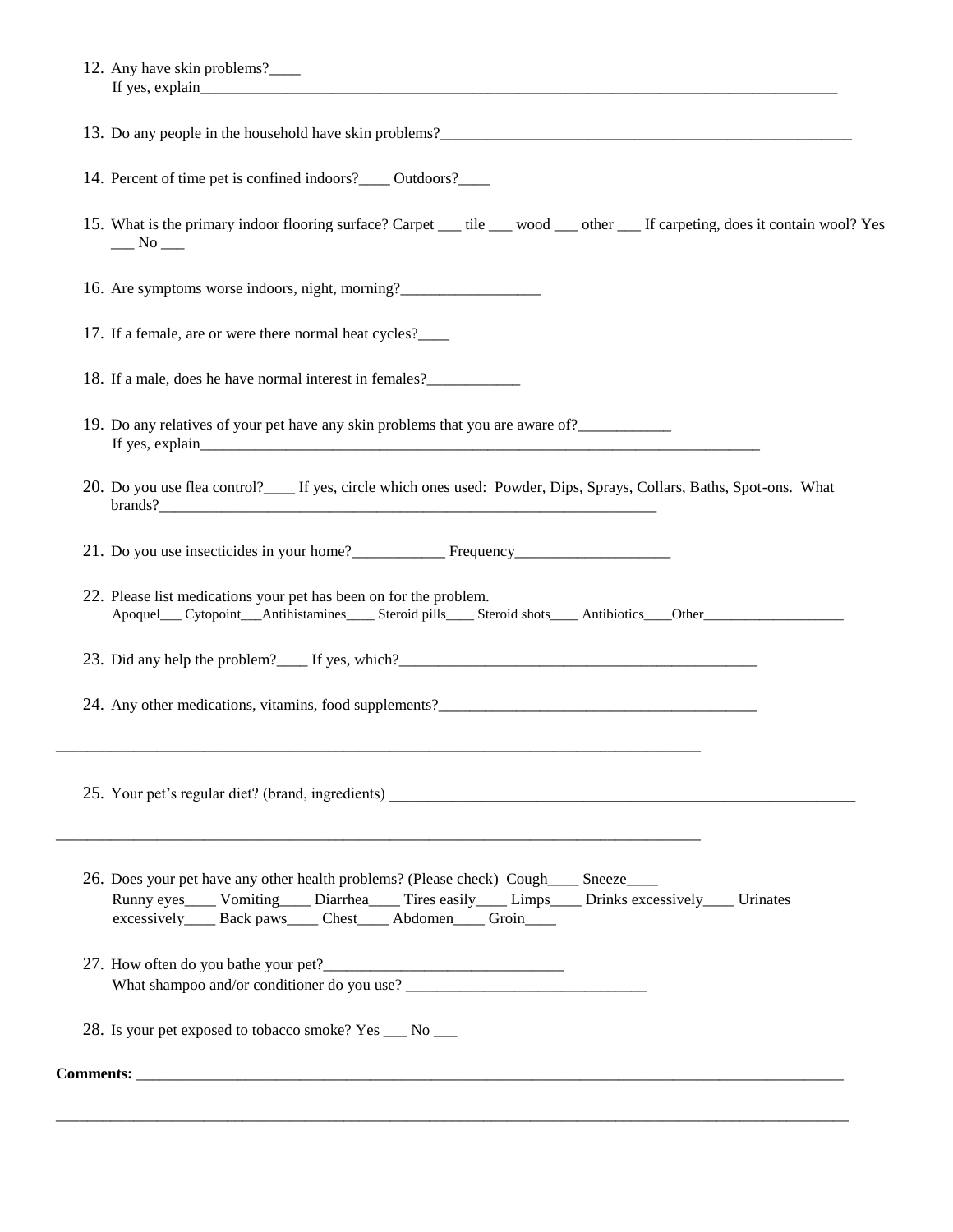12. Any have skin problems?____
    If yes, explain_____________________________________________________________________________________

13. Do any people in the household have skin problems?_______________________________________________________

14. Percent of time pet is confined indoors?____ Outdoors?____

15. What is the primary indoor flooring surface? Carpet ___ tile ___ wood ___ other ___ If carpeting, does it contain wool? Yes ___ No ___

16. Are symptoms worse indoors, night, morning?__________________

17. If a female, are or were there normal heat cycles?____

18. If a male, does he have normal interest in females?____________

19. Do any relatives of your pet have any skin problems that you are aware of?____________
    If yes, explain_____________________________________________________________________________

20. Do you use flea control?____ If yes, circle which ones used: Powder, Dips, Sprays, Collars, Baths, Spot-ons. What brands?__________________________________________________________________

21. Do you use insecticides in your home?____________ Frequency____________________

22. Please list medications your pet has been on for the problem.
    Apoquel___ Cytopoint___Antihistamines____ Steroid pills____ Steroid shots____ Antibiotics____Other____________________

23. Did any help the problem?____ If yes, which?_________________________________________________

24. Any other medications, vitamins, food supplements?__________________________________________

_____________________________________________________________________________________

25. Your pet's regular diet? (brand, ingredients) ______________________________________________________________

_____________________________________________________________________________________

26. Does your pet have any other health problems? (Please check) Cough____ Sneeze____
    Runny eyes____ Vomiting____ Diarrhea____ Tires easily____ Limps____ Drinks excessively____ Urinates excessively____ Back paws____ Chest____ Abdomen____ Groin____

27. How often do you bathe your pet?_______________________________
    What shampoo and/or conditioner do you use? _______________________________

28. Is your pet exposed to tobacco smoke? Yes ___ No ___

**Comments:** ____________________________________________________________________________________________

______________________________________________________________________________________________________